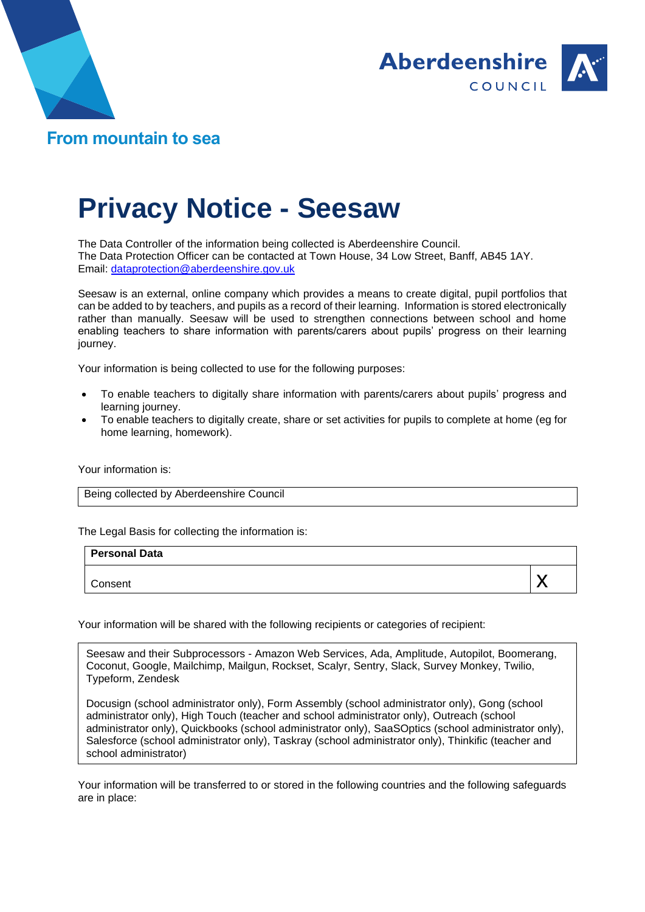Aberdeenshire COUNCIL

From mountain to sea

# Privacy Notice - Seesaw

The Data Controller of the information being collected is Aberdeenshire Council.
The Data Protection Officer can be contacted at Town House, 34 Low Street, Banff, AB45 1AY.
Email: dataprotection@aberdeenshire.gov.uk

Seesaw is an external, online company which provides a means to create digital, pupil portfolios that can be added to by teachers, and pupils as a record of their learning. Information is stored electronically rather than manually. Seesaw will be used to strengthen connections between school and home enabling teachers to share information with parents/carers about pupils' progress on their learning journey.

Your information is being collected to use for the following purposes:

- To enable teachers to digitally share information with parents/carers about pupils' progress and learning journey.
- To enable teachers to digitally create, share or set activities for pupils to complete at home (eg for home learning, homework).

Your information is:

| Being collected by Aberdeenshire Council |
|---|

The Legal Basis for collecting the information is:

| **Personal Data** | |
|---|---|
| Consent | X |

Your information will be shared with the following recipients or categories of recipient:

| Seesaw and their Subprocessors - Amazon Web Services, Ada, Amplitude, Autopilot, Boomerang, Coconut, Google, Mailchimp, Mailgun, Rockset, Scalyr, Sentry, Slack, Survey Monkey, Twilio, Typeform, Zendesk<br><br>Docusign (school administrator only), Form Assembly (school administrator only), Gong (school administrator only), High Touch (teacher and school administrator only), Outreach (school administrator only), Quickbooks (school administrator only), SaaSOptics (school administrator only), Salesforce (school administrator only), Taskray (school administrator only), Thinkific (teacher and school administrator) |
|---|

Your information will be transferred to or stored in the following countries and the following safeguards are in place: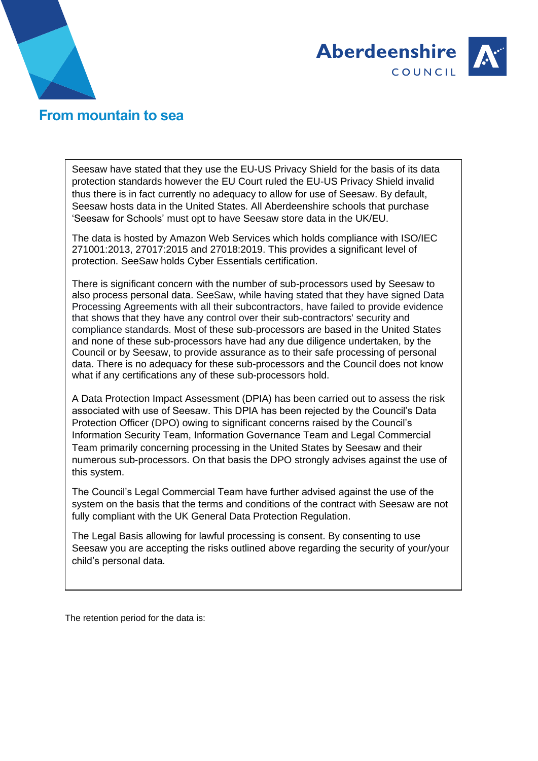Seesaw have stated that they use the EU-US Privacy Shield for the basis of its data protection standards however the EU Court ruled the EU-US Privacy Shield invalid thus there is in fact currently no adequacy to allow for use of Seesaw. By default, Seesaw hosts data in the United States. All Aberdeenshire schools that purchase 'Seesaw for Schools' must opt to have Seesaw store data in the UK/EU.

The data is hosted by Amazon Web Services which holds compliance with ISO/IEC 271001:2013, 27017:2015 and 27018:2019. This provides a significant level of protection. SeeSaw holds Cyber Essentials certification.

There is significant concern with the number of sub-processors used by Seesaw to also process personal data. SeeSaw, while having stated that they have signed Data Processing Agreements with all their subcontractors, have failed to provide evidence that shows that they have any control over their sub-contractors' security and compliance standards. Most of these sub-processors are based in the United States and none of these sub-processors have had any due diligence undertaken, by the Council or by Seesaw, to provide assurance as to their safe processing of personal data. There is no adequacy for these sub-processors and the Council does not know what if any certifications any of these sub-processors hold.

A Data Protection Impact Assessment (DPIA) has been carried out to assess the risk associated with use of Seesaw. This DPIA has been rejected by the Council's Data Protection Officer (DPO) owing to significant concerns raised by the Council's Information Security Team, Information Governance Team and Legal Commercial Team primarily concerning processing in the United States by Seesaw and their numerous sub-processors. On that basis the DPO strongly advises against the use of this system.

The Council's Legal Commercial Team have further advised against the use of the system on the basis that the terms and conditions of the contract with Seesaw are not fully compliant with the UK General Data Protection Regulation.

The Legal Basis allowing for lawful processing is consent. By consenting to use Seesaw you are accepting the risks outlined above regarding the security of your/your child's personal data.

The retention period for the data is: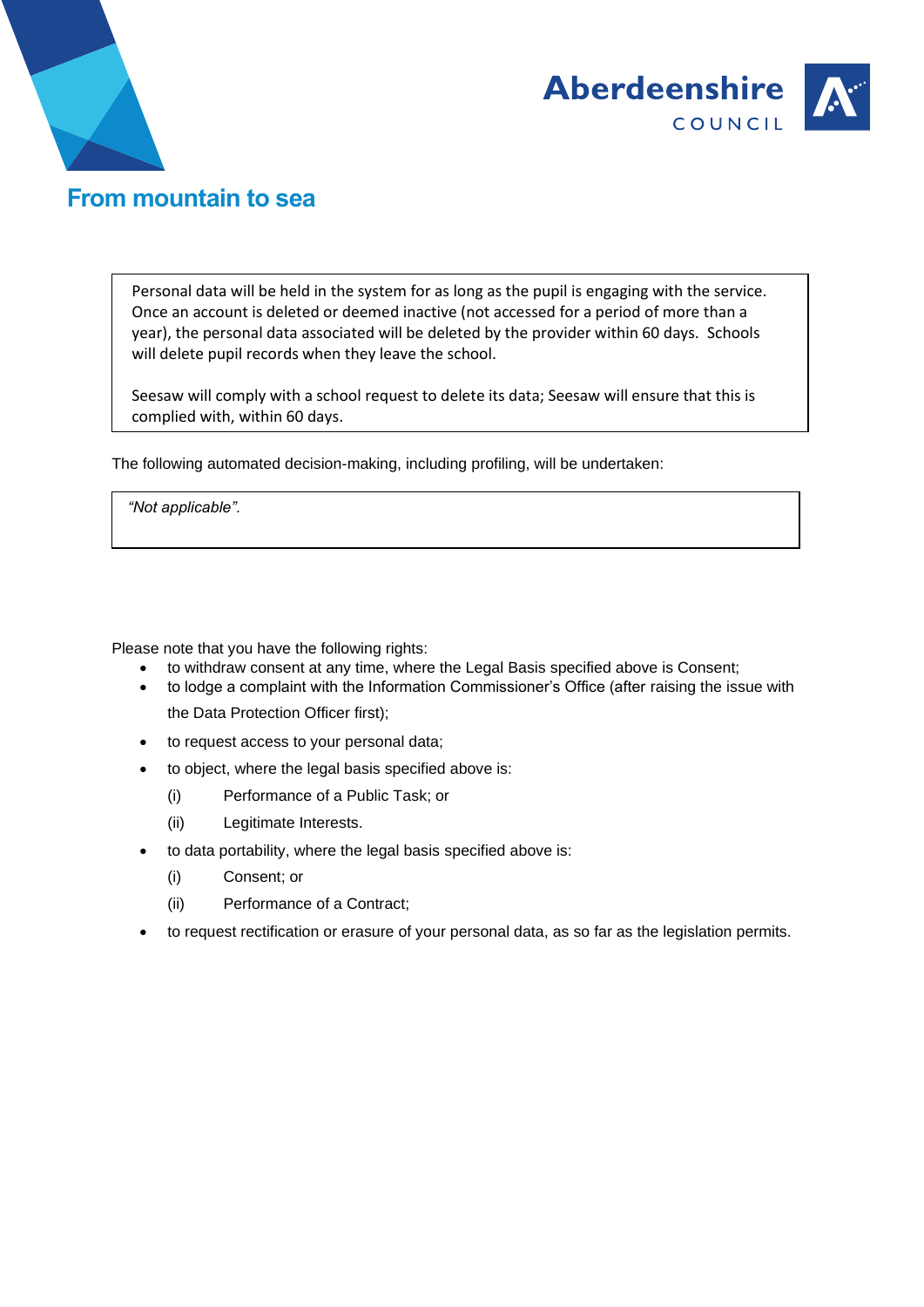Personal data will be held in the system for as long as the pupil is engaging with the service. Once an account is deleted or deemed inactive (not accessed for a period of more than a year), the personal data associated will be deleted by the provider within 60 days. Schools will delete pupil records when they leave the school.

Seesaw will comply with a school request to delete its data; Seesaw will ensure that this is complied with, within 60 days.

The following automated decision-making, including profiling, will be undertaken:

*"Not applicable".*

Please note that you have the following rights:

- to withdraw consent at any time, where the Legal Basis specified above is Consent;
- to lodge a complaint with the Information Commissioner's Office (after raising the issue with the Data Protection Officer first);
- to request access to your personal data;
- to object, where the legal basis specified above is:
  - (i) Performance of a Public Task; or
  - (ii) Legitimate Interests.
- to data portability, where the legal basis specified above is:
  - (i) Consent; or
  - (ii) Performance of a Contract;
- to request rectification or erasure of your personal data, as so far as the legislation permits.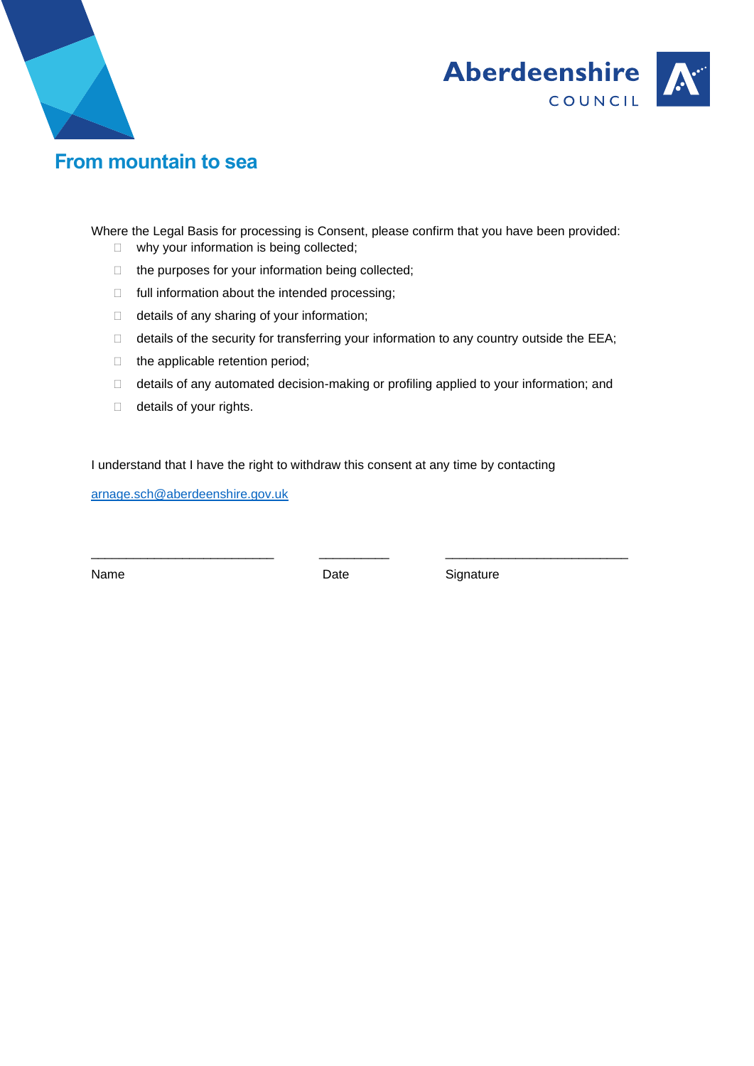Aberdeenshire COUNCIL

From mountain to sea

Where the Legal Basis for processing is Consent, please confirm that you have been provided:

- ☐ why your information is being collected;
- ☐ the purposes for your information being collected;
- ☐ full information about the intended processing;
- ☐ details of any sharing of your information;
- ☐ details of the security for transferring your information to any country outside the EEA;
- ☐ the applicable retention period;
- ☐ details of any automated decision-making or profiling applied to your information; and
- ☐ details of your rights.

I understand that I have the right to withdraw this consent at any time by contacting

arnage.sch@aberdeenshire.gov.uk

| | | |
|---|---|---|
| ___________________________ | __________ | ___________________________ |
| Name | Date | Signature |